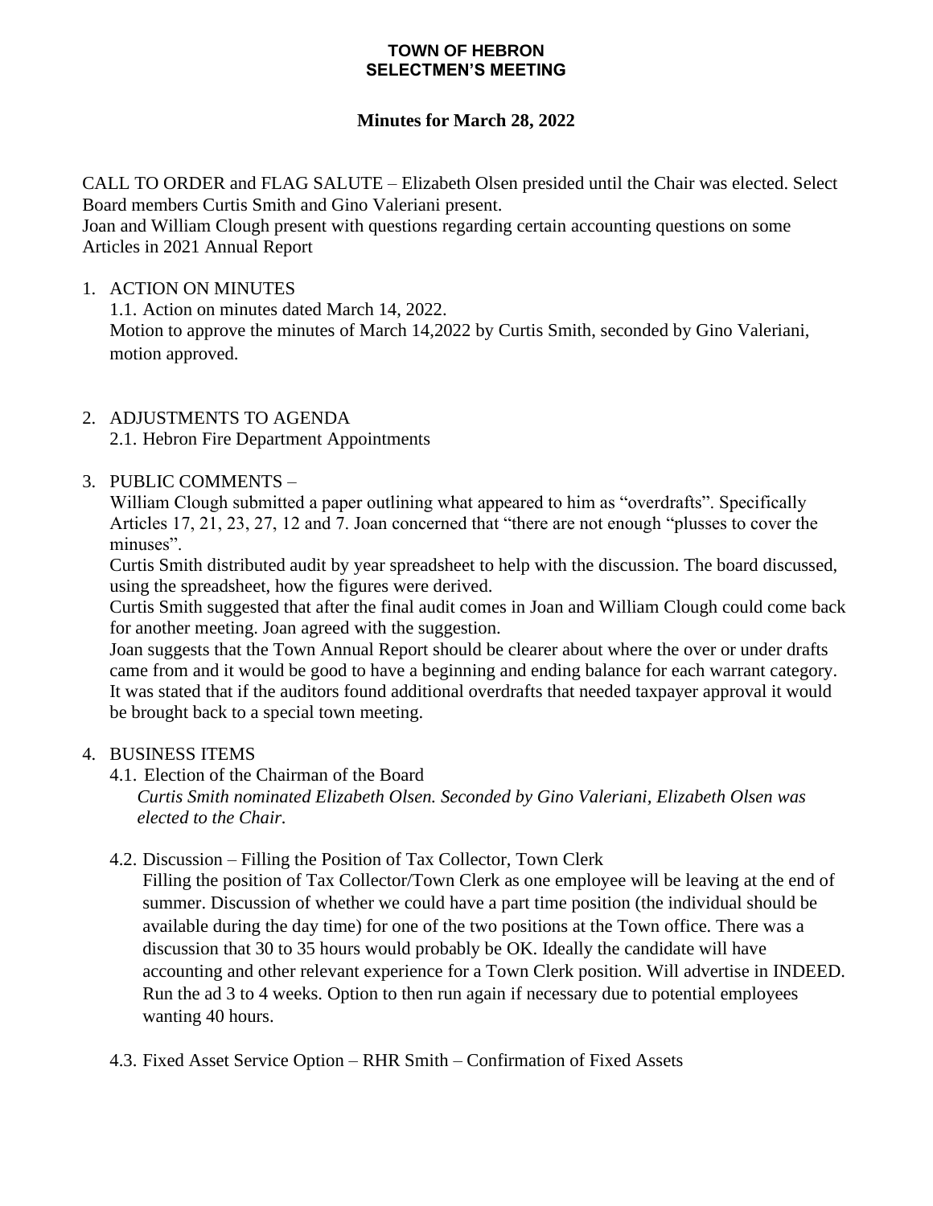**TOWN OF HEBRON**
**SELECTMEN'S MEETING**

**Minutes for March 28, 2022**

CALL TO ORDER and FLAG SALUTE – Elizabeth Olsen presided until the Chair was elected. Select Board members Curtis Smith and Gino Valeriani present.
Joan and William Clough present with questions regarding certain accounting questions on some Articles in 2021 Annual Report

1. ACTION ON MINUTES
   1.1. Action on minutes dated March 14, 2022.
   Motion to approve the minutes of March 14,2022 by Curtis Smith, seconded by Gino Valeriani, motion approved.

2. ADJUSTMENTS TO AGENDA
   2.1. Hebron Fire Department Appointments

3. PUBLIC COMMENTS –
   William Clough submitted a paper outlining what appeared to him as "overdrafts". Specifically Articles 17, 21, 23, 27, 12 and 7. Joan concerned that "there are not enough "plusses to cover the minuses".
   Curtis Smith distributed audit by year spreadsheet to help with the discussion. The board discussed, using the spreadsheet, how the figures were derived.
   Curtis Smith suggested that after the final audit comes in Joan and William Clough could come back for another meeting. Joan agreed with the suggestion.
   Joan suggests that the Town Annual Report should be clearer about where the over or under drafts came from and it would be good to have a beginning and ending balance for each warrant category. It was stated that if the auditors found additional overdrafts that needed taxpayer approval it would be brought back to a special town meeting.

4. BUSINESS ITEMS
   4.1. Election of the Chairman of the Board
   *Curtis Smith nominated Elizabeth Olsen. Seconded by Gino Valeriani, Elizabeth Olsen was elected to the Chair.*

   4.2. Discussion – Filling the Position of Tax Collector, Town Clerk
   Filling the position of Tax Collector/Town Clerk as one employee will be leaving at the end of summer. Discussion of whether we could have a part time position (the individual should be available during the day time) for one of the two positions at the Town office. There was a discussion that 30 to 35 hours would probably be OK. Ideally the candidate will have accounting and other relevant experience for a Town Clerk position. Will advertise in INDEED. Run the ad 3 to 4 weeks. Option to then run again if necessary due to potential employees wanting 40 hours.

   4.3. Fixed Asset Service Option – RHR Smith – Confirmation of Fixed Assets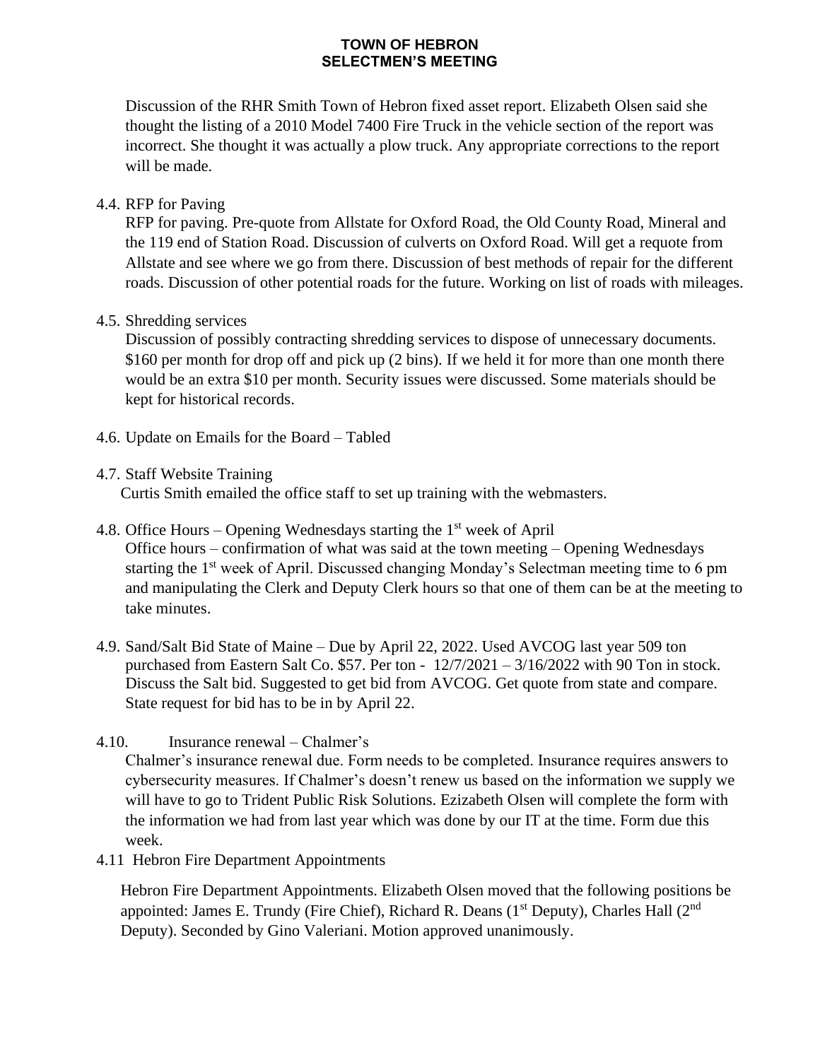Discussion of the RHR Smith Town of Hebron fixed asset report. Elizabeth Olsen said she thought the listing of a 2010 Model 7400 Fire Truck in the vehicle section of the report was incorrect. She thought it was actually a plow truck. Any appropriate corrections to the report will be made.

4.4. RFP for Paving

RFP for paving. Pre-quote from Allstate for Oxford Road, the Old County Road, Mineral and the 119 end of Station Road. Discussion of culverts on Oxford Road. Will get a requote from Allstate and see where we go from there. Discussion of best methods of repair for the different roads. Discussion of other potential roads for the future. Working on list of roads with mileages.

4.5. Shredding services

Discussion of possibly contracting shredding services to dispose of unnecessary documents. \$160 per month for drop off and pick up (2 bins). If we held it for more than one month there would be an extra \$10 per month. Security issues were discussed. Some materials should be kept for historical records.

4.6. Update on Emails for the Board – Tabled

4.7. Staff Website Training

Curtis Smith emailed the office staff to set up training with the webmasters.

4.8. Office Hours – Opening Wednesdays starting the 1st week of April

Office hours – confirmation of what was said at the town meeting – Opening Wednesdays starting the 1st week of April. Discussed changing Monday's Selectman meeting time to 6 pm and manipulating the Clerk and Deputy Clerk hours so that one of them can be at the meeting to take minutes.

4.9. Sand/Salt Bid State of Maine – Due by April 22, 2022. Used AVCOG last year 509 ton purchased from Eastern Salt Co. \$57. Per ton - 12/7/2021 – 3/16/2022 with 90 Ton in stock. Discuss the Salt bid. Suggested to get bid from AVCOG. Get quote from state and compare. State request for bid has to be in by April 22.

4.10. Insurance renewal – Chalmer's

Chalmer's insurance renewal due. Form needs to be completed. Insurance requires answers to cybersecurity measures. If Chalmer's doesn't renew us based on the information we supply we will have to go to Trident Public Risk Solutions. Ezizabeth Olsen will complete the form with the information we had from last year which was done by our IT at the time. Form due this week.

4.11 Hebron Fire Department Appointments

Hebron Fire Department Appointments. Elizabeth Olsen moved that the following positions be appointed: James E. Trundy (Fire Chief), Richard R. Deans (1st Deputy), Charles Hall (2nd Deputy). Seconded by Gino Valeriani. Motion approved unanimously.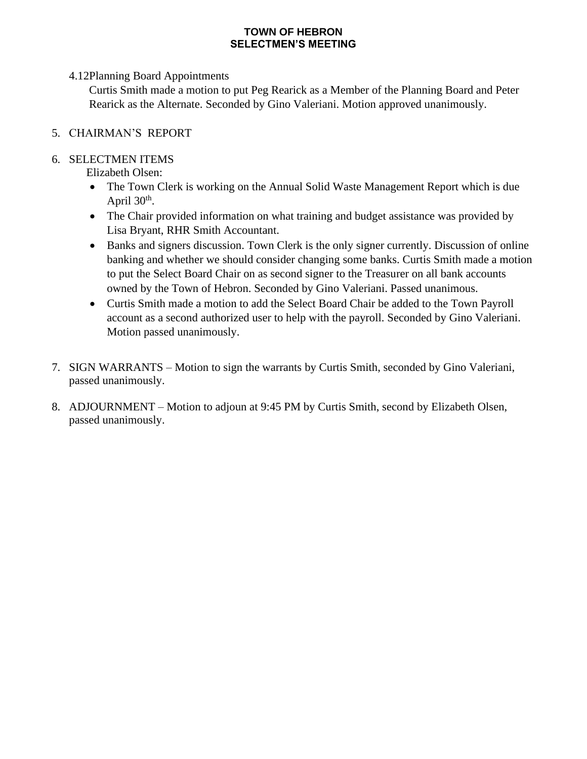4.12Planning Board Appointments

Curtis Smith made a motion to put Peg Rearick as a Member of the Planning Board and Peter Rearick as the Alternate. Seconded by Gino Valeriani. Motion approved unanimously.

5. CHAIRMAN'S REPORT

6. SELECTMEN ITEMS

   Elizabeth Olsen:

   - The Town Clerk is working on the Annual Solid Waste Management Report which is due April 30th.
   - The Chair provided information on what training and budget assistance was provided by Lisa Bryant, RHR Smith Accountant.
   - Banks and signers discussion. Town Clerk is the only signer currently. Discussion of online banking and whether we should consider changing some banks. Curtis Smith made a motion to put the Select Board Chair on as second signer to the Treasurer on all bank accounts owned by the Town of Hebron. Seconded by Gino Valeriani. Passed unanimous.
   - Curtis Smith made a motion to add the Select Board Chair be added to the Town Payroll account as a second authorized user to help with the payroll. Seconded by Gino Valeriani. Motion passed unanimously.

7. SIGN WARRANTS – Motion to sign the warrants by Curtis Smith, seconded by Gino Valeriani, passed unanimously.

8. ADJOURNMENT – Motion to adjoun at 9:45 PM by Curtis Smith, second by Elizabeth Olsen, passed unanimously.